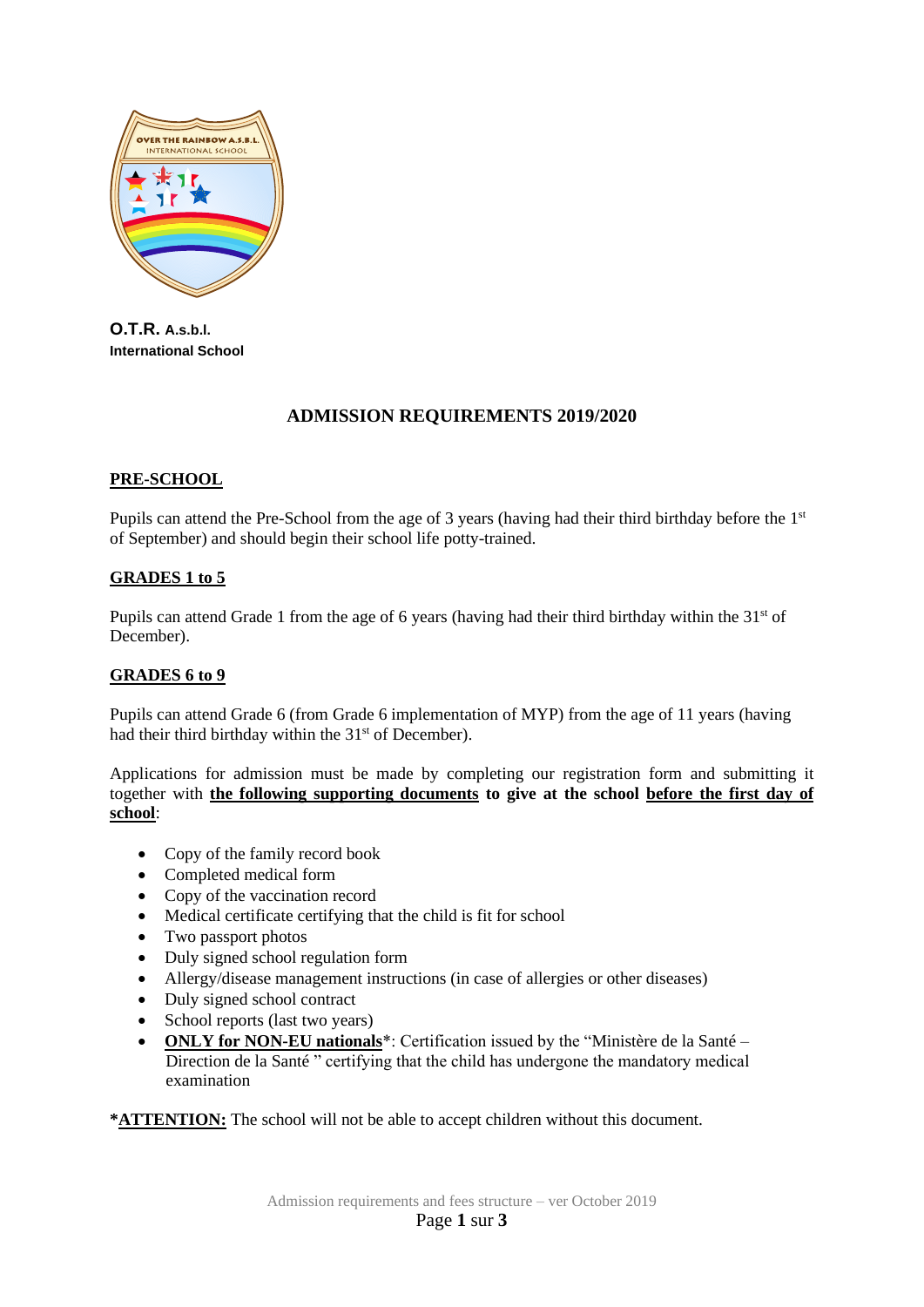**O.T.R. A.s.b.l.**
**International School**

# ADMISSION REQUIREMENTS 2019/2020

## PRE-SCHOOL

Pupils can attend the Pre-School from the age of 3 years (having had their third birthday before the 1st of September) and should begin their school life potty-trained.

## GRADES 1 to 5

Pupils can attend Grade 1 from the age of 6 years (having had their third birthday within the 31st of December).

## GRADES 6 to 9

Pupils can attend Grade 6 (from Grade 6 implementation of MYP) from the age of 11 years (having had their third birthday within the 31st of December).

Applications for admission must be made by completing our registration form and submitting it together with **the following supporting documents** **to give at the school** **before the first day of school**:

- Copy of the family record book
- Completed medical form
- Copy of the vaccination record
- Medical certificate certifying that the child is fit for school
- Two passport photos
- Duly signed school regulation form
- Allergy/disease management instructions (in case of allergies or other diseases)
- Duly signed school contract
- School reports (last two years)
- **ONLY for NON-EU nationals***: Certification issued by the "Ministère de la Santé – Direction de la Santé " certifying that the child has undergone the mandatory medical examination

***ATTENTION:** The school will not be able to accept children without this document.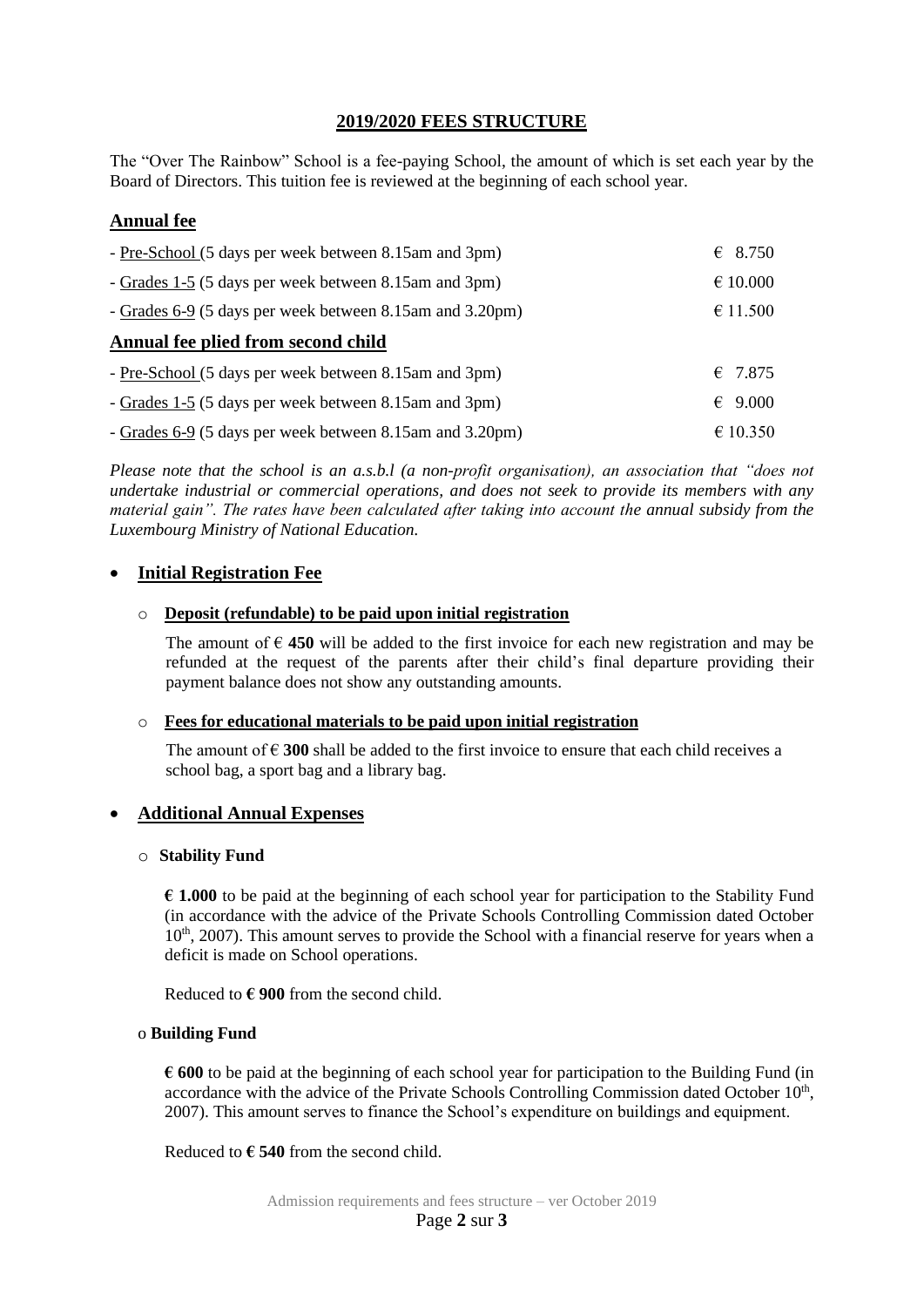## 2019/2020 FEES STRUCTURE

The "Over The Rainbow" School is a fee-paying School, the amount of which is set each year by the Board of Directors. This tuition fee is reviewed at the beginning of each school year.

### Annual fee

| | |
|---|---|
| - Pre-School (5 days per week between 8.15am and 3pm) | € 8.750 |
| - Grades 1-5 (5 days per week between 8.15am and 3pm) | € 10.000 |
| - Grades 6-9 (5 days per week between 8.15am and 3.20pm) | € 11.500 |

### Annual fee plied from second child

| | |
|---|---|
| - Pre-School (5 days per week between 8.15am and 3pm) | € 7.875 |
| - Grades 1-5 (5 days per week between 8.15am and 3pm) | € 9.000 |
| - Grades 6-9 (5 days per week between 8.15am and 3.20pm) | € 10.350 |

*Please note that the school is an a.s.b.l (a non-profit organisation), an association that "does not undertake industrial or commercial operations, and does not seek to provide its members with any material gain". The rates have been calculated after taking into account the annual subsidy from the Luxembourg Ministry of National Education.*

- **Initial Registration Fee**

  - **Deposit (refundable) to be paid upon initial registration**

    The amount of € **450** will be added to the first invoice for each new registration and may be refunded at the request of the parents after their child's final departure providing their payment balance does not show any outstanding amounts.

  - **Fees for educational materials to be paid upon initial registration**

    The amount of € **300** shall be added to the first invoice to ensure that each child receives a school bag, a sport bag and a library bag.

- **Additional Annual Expenses**

  - **Stability Fund**

    **€ 1.000** to be paid at the beginning of each school year for participation to the Stability Fund (in accordance with the advice of the Private Schools Controlling Commission dated October 10th, 2007). This amount serves to provide the School with a financial reserve for years when a deficit is made on School operations.

    Reduced to **€ 900** from the second child.

  - **Building Fund**

    **€ 600** to be paid at the beginning of each school year for participation to the Building Fund (in accordance with the advice of the Private Schools Controlling Commission dated October 10th, 2007). This amount serves to finance the School's expenditure on buildings and equipment.

    Reduced to **€ 540** from the second child.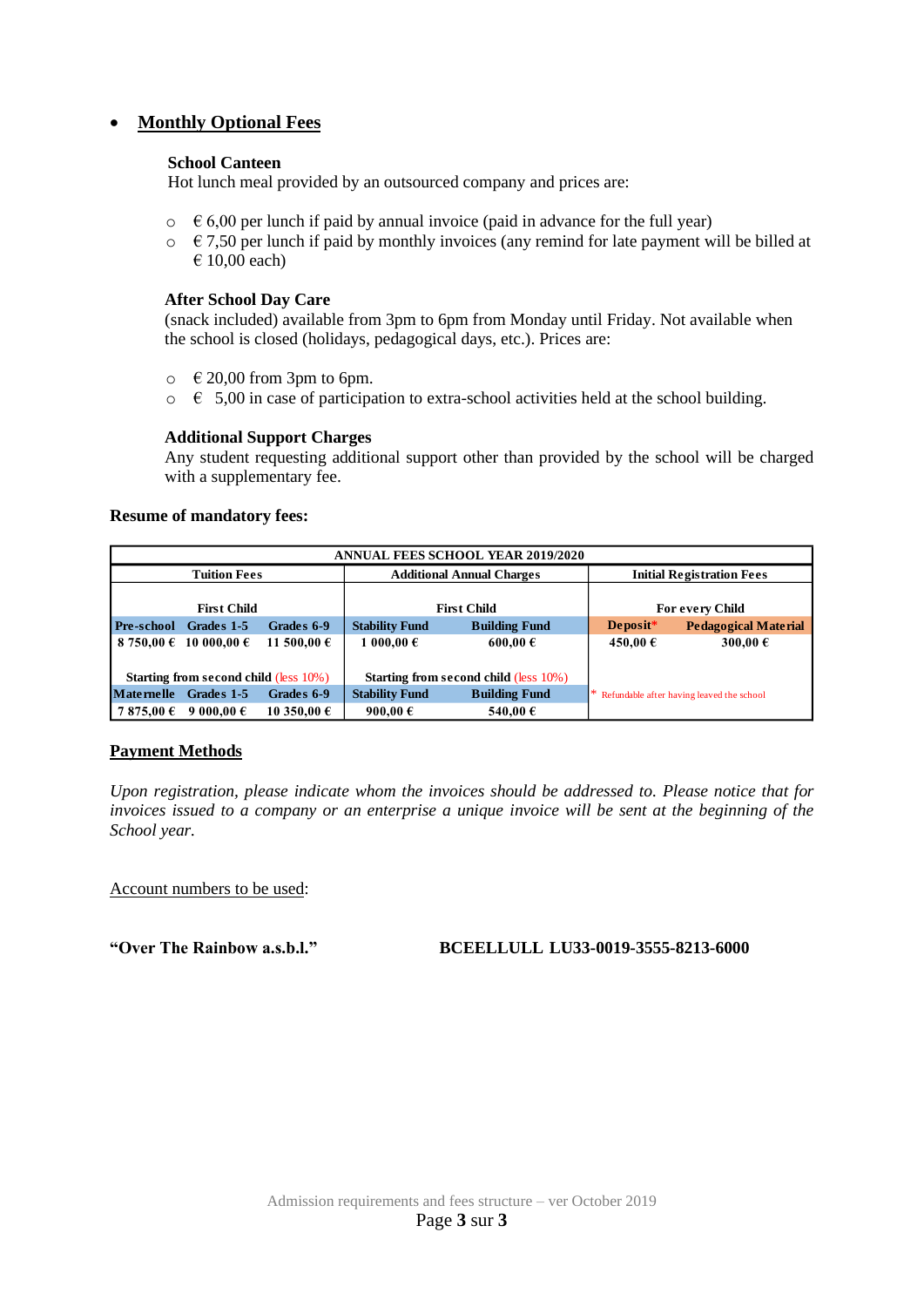- **<u>Monthly Optional Fees</u>**

**School Canteen**
Hot lunch meal provided by an outsourced company and prices are:

- € 6,00 per lunch if paid by annual invoice (paid in advance for the full year)
- € 7,50 per lunch if paid by monthly invoices (any remind for late payment will be billed at € 10,00 each)

**After School Day Care**
(snack included) available from 3pm to 6pm from Monday until Friday. Not available when the school is closed (holidays, pedagogical days, etc.). Prices are:

- € 20,00 from 3pm to 6pm.
- € 5,00 in case of participation to extra-school activities held at the school building.

**Additional Support Charges**
Any student requesting additional support other than provided by the school will be charged with a supplementary fee.

**Resume of mandatory fees:**

| ANNUAL FEES SCHOOL YEAR 2019/2020 | | | | | | |
|---|---|---|---|---|---|---|
| **Tuition Fees** | | | **Additional Annual Charges** | | **Initial Registration Fees** | |
| **First Child** | | | **First Child** | | **For every Child** | |
| **Pre-school** | **Grades 1-5** | **Grades 6-9** | **Stability Fund** | **Building Fund** | **Deposit*** | **Pedagogical Material** |
| 8 750,00 € | 10 000,00 € | 11 500,00 € | 1 000,00 € | 600,00 € | 450,00 € | 300,00 € |
| **Starting from second child** (less 10%) | | | **Starting from second child** (less 10%) | | | |
| **Maternelle** | **Grades 1-5** | **Grades 6-9** | **Stability Fund** | **Building Fund** | * Refundable after having leaved the school | |
| 7 875,00 € | 9 000,00 € | 10 350,00 € | 900,00 € | 540,00 € | | |

**<u>Payment Methods</u>**

*Upon registration, please indicate whom the invoices should be addressed to. Please notice that for invoices issued to a company or an enterprise a unique invoice will be sent at the beginning of the School year.*

<u>Account numbers to be used</u>:

**"Over The Rainbow a.s.b.l."** **BCEELULL LU33-0019-3555-8213-6000**